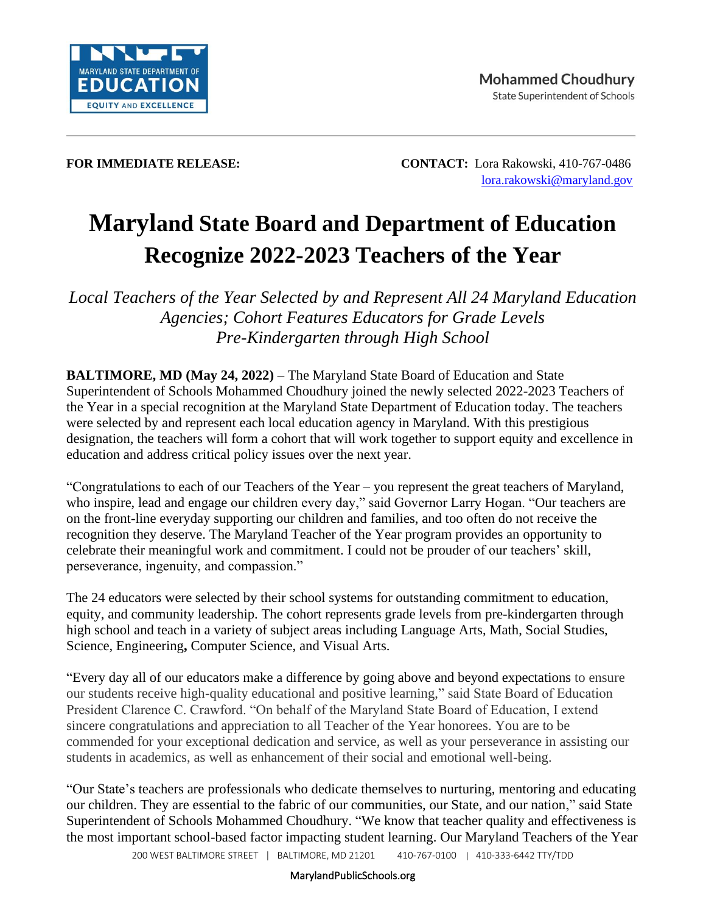Mohammed Choudhury
State Superintendent of Schools

**FOR IMMEDIATE RELEASE:**

**CONTACT:** Lora Rakowski, 410-767-0486
lora.rakowski@maryland.gov

# Maryland State Board and Department of Education Recognize 2022-2023 Teachers of the Year

*Local Teachers of the Year Selected by and Represent All 24 Maryland Education Agencies; Cohort Features Educators for Grade Levels Pre-Kindergarten through High School*

**BALTIMORE, MD (May 24, 2022)** – The Maryland State Board of Education and State Superintendent of Schools Mohammed Choudhury joined the newly selected 2022-2023 Teachers of the Year in a special recognition at the Maryland State Department of Education today. The teachers were selected by and represent each local education agency in Maryland. With this prestigious designation, the teachers will form a cohort that will work together to support equity and excellence in education and address critical policy issues over the next year.

"Congratulations to each of our Teachers of the Year – you represent the great teachers of Maryland, who inspire, lead and engage our children every day," said Governor Larry Hogan. "Our teachers are on the front-line everyday supporting our children and families, and too often do not receive the recognition they deserve. The Maryland Teacher of the Year program provides an opportunity to celebrate their meaningful work and commitment. I could not be prouder of our teachers' skill, perseverance, ingenuity, and compassion."

The 24 educators were selected by their school systems for outstanding commitment to education, equity, and community leadership. The cohort represents grade levels from pre-kindergarten through high school and teach in a variety of subject areas including Language Arts, Math, Social Studies, Science, Engineering**,** Computer Science, and Visual Arts.

"Every day all of our educators make a difference by going above and beyond expectations to ensure our students receive high-quality educational and positive learning," said State Board of Education President Clarence C. Crawford. "On behalf of the Maryland State Board of Education, I extend sincere congratulations and appreciation to all Teacher of the Year honorees. You are to be commended for your exceptional dedication and service, as well as your perseverance in assisting our students in academics, as well as enhancement of their social and emotional well-being.

"Our State's teachers are professionals who dedicate themselves to nurturing, mentoring and educating our children. They are essential to the fabric of our communities, our State, and our nation," said State Superintendent of Schools Mohammed Choudhury. "We know that teacher quality and effectiveness is the most important school-based factor impacting student learning. Our Maryland Teachers of the Year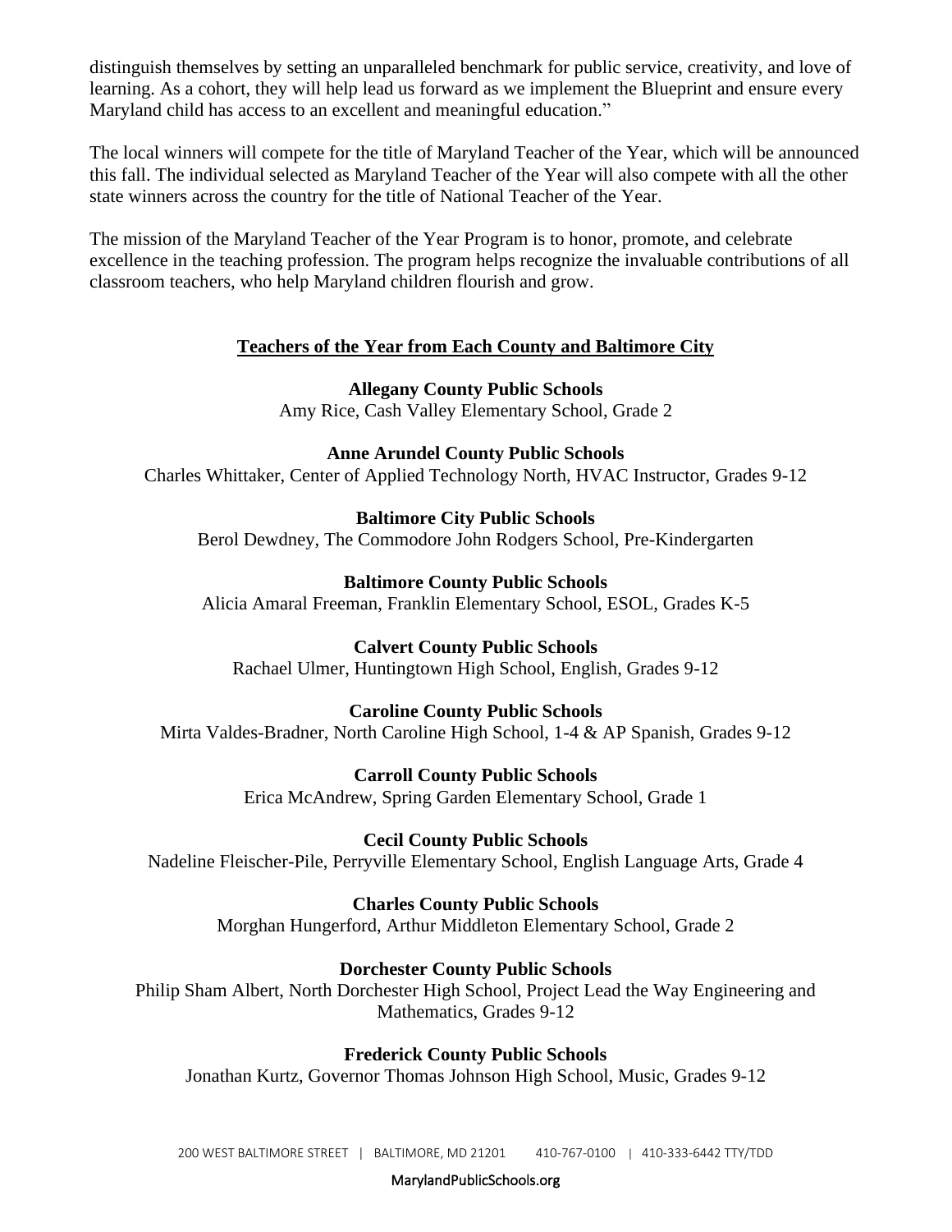distinguish themselves by setting an unparalleled benchmark for public service, creativity, and love of learning. As a cohort, they will help lead us forward as we implement the Blueprint and ensure every Maryland child has access to an excellent and meaningful education."

The local winners will compete for the title of Maryland Teacher of the Year, which will be announced this fall. The individual selected as Maryland Teacher of the Year will also compete with all the other state winners across the country for the title of National Teacher of the Year.

The mission of the Maryland Teacher of the Year Program is to honor, promote, and celebrate excellence in the teaching profession. The program helps recognize the invaluable contributions of all classroom teachers, who help Maryland children flourish and grow.

## Teachers of the Year from Each County and Baltimore City

**Allegany County Public Schools**
Amy Rice, Cash Valley Elementary School, Grade 2

**Anne Arundel County Public Schools**
Charles Whittaker, Center of Applied Technology North, HVAC Instructor, Grades 9-12

**Baltimore City Public Schools**
Berol Dewdney, The Commodore John Rodgers School, Pre-Kindergarten

**Baltimore County Public Schools**
Alicia Amaral Freeman, Franklin Elementary School, ESOL, Grades K-5

**Calvert County Public Schools**
Rachael Ulmer, Huntingtown High School, English, Grades 9-12

**Caroline County Public Schools**
Mirta Valdes-Bradner, North Caroline High School, 1-4 & AP Spanish, Grades 9-12

**Carroll County Public Schools**
Erica McAndrew, Spring Garden Elementary School, Grade 1

**Cecil County Public Schools**
Nadeline Fleischer-Pile, Perryville Elementary School, English Language Arts, Grade 4

**Charles County Public Schools**
Morghan Hungerford, Arthur Middleton Elementary School, Grade 2

**Dorchester County Public Schools**
Philip Sham Albert, North Dorchester High School, Project Lead the Way Engineering and Mathematics, Grades 9-12

**Frederick County Public Schools**
Jonathan Kurtz, Governor Thomas Johnson High School, Music, Grades 9-12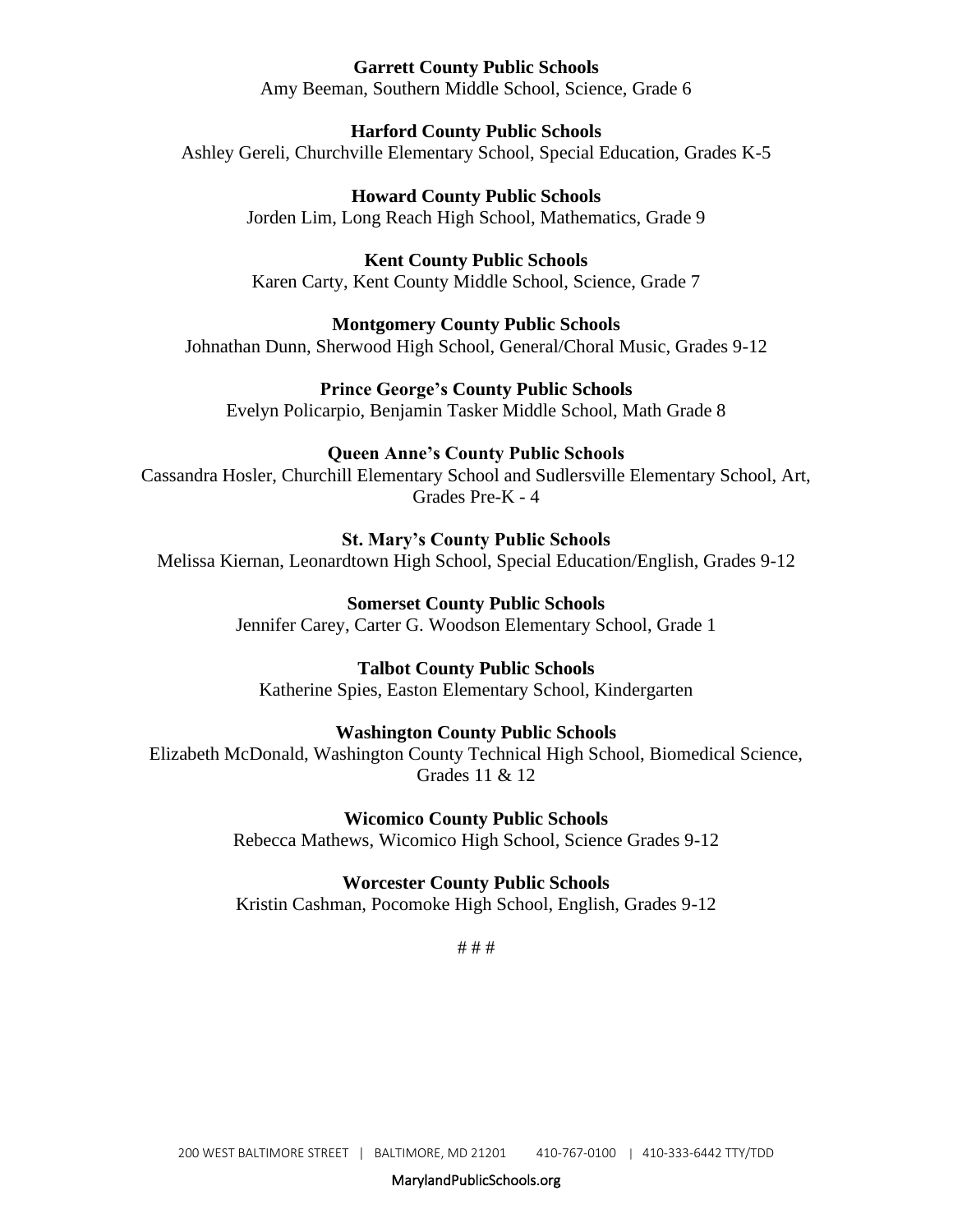**Garrett County Public Schools**
Amy Beeman, Southern Middle School, Science, Grade 6

**Harford County Public Schools**
Ashley Gereli, Churchville Elementary School, Special Education, Grades K-5

**Howard County Public Schools**
Jorden Lim, Long Reach High School, Mathematics, Grade 9

**Kent County Public Schools**
Karen Carty, Kent County Middle School, Science, Grade 7

**Montgomery County Public Schools**
Johnathan Dunn, Sherwood High School, General/Choral Music, Grades 9-12

**Prince George's County Public Schools**
Evelyn Policarpio, Benjamin Tasker Middle School, Math Grade 8

**Queen Anne's County Public Schools**
Cassandra Hosler, Churchill Elementary School and Sudlersville Elementary School, Art, Grades Pre-K - 4

**St. Mary's County Public Schools**
Melissa Kiernan, Leonardtown High School, Special Education/English, Grades 9-12

**Somerset County Public Schools**
Jennifer Carey, Carter G. Woodson Elementary School, Grade 1

**Talbot County Public Schools**
Katherine Spies, Easton Elementary School, Kindergarten

**Washington County Public Schools**
Elizabeth McDonald, Washington County Technical High School, Biomedical Science, Grades 11 & 12

**Wicomico County Public Schools**
Rebecca Mathews, Wicomico High School, Science Grades 9-12

**Worcester County Public Schools**
Kristin Cashman, Pocomoke High School, English, Grades 9-12

# # #

200 WEST BALTIMORE STREET | BALTIMORE, MD 21201 410-767-0100 | 410-333-6442 TTY/TDD

MarylandPublicSchools.org